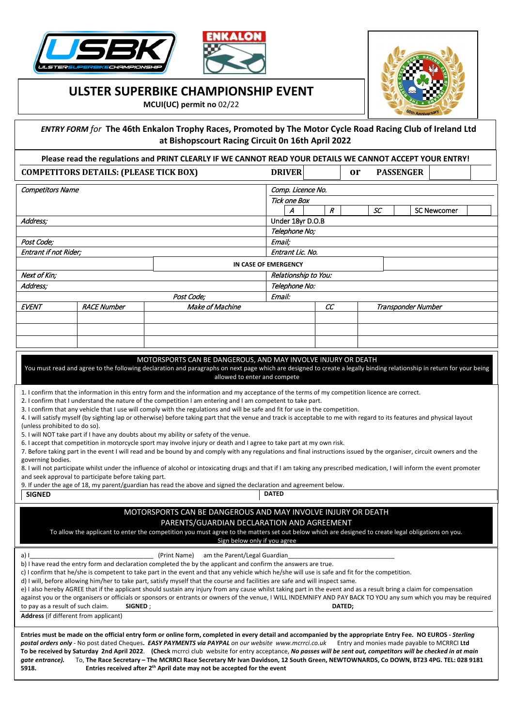# ULSTER SUPERBIKE CHAMPIONSHIP EVENT

**MCUI(UC) permit no** 02/22

***ENTRY FORM** for* **The 46th Enkalon Trophy Races, Promoted by The Motor Cycle Road Racing Club of Ireland Ltd at Bishopscourt Racing Circuit 0n 16th April 2022**

**Please read the regulations and PRINT CLEARLY IF WE CANNOT READ YOUR DETAILS WE CANNOT ACCEPT YOUR ENTRY!**

**COMPETITORS DETAILS: (PLEASE TICK BOX)** **DRIVER** ☐ **or** **PASSENGER** ☐

| | |
|---|---|
| *Competitors Name* | *Comp. Licence No.* |
| | *Tick one Box* A ☐ R ☐ SC ☐ SC Newcomer ☐ |
| *Address;* | Under 18yr D.O.B |
| | *Telephone No;* |
| *Post Code;* | *Email;* |
| *Entrant if not Rider;* | *Entrant Lic. No.* |

| **IN CASE OF EMERGENCY** | |
|---|---|
| *Next of Kin;* | *Relationship to You:* |
| *Address;* | *Telephone No:* |
| *Post Code;* | *Email:* |

| *EVENT* | *RACE Number* | *Make of Machine* | *CC* | *Transponder Number* |
|---|---|---|---|---|
| | | | | |
| | | | | |
| | | | | |

**MOTORSPORTS CAN BE DANGEROUS, AND MAY INVOLVE INJURY OR DEATH**

You must read and agree to the following declaration and paragraphs on next page which are designed to create a legally binding relationship in return for your being allowed to enter and compete

1. I confirm that the information in this entry form and the information and my acceptance of the terms of my competition licence are correct.
2. I confirm that I understand the nature of the competition I am entering and I am competent to take part.
3. I confirm that any vehicle that I use will comply with the regulations and will be safe and fit for use in the competition.
4. I will satisfy myself (by sighting lap or otherwise) before taking part that the venue and track is acceptable to me with regard to its features and physical layout (unless prohibited to do so).
5. I will NOT take part if I have any doubts about my ability or safety of the venue.
6. I accept that competition in motorcycle sport may involve injury or death and I agree to take part at my own risk.
7. Before taking part in the event I will read and be bound by and comply with any regulations and final instructions issued by the organiser, circuit owners and the governing bodies.
8. I will not participate whilst under the influence of alcohol or intoxicating drugs and that if I am taking any prescribed medication, I will inform the event promoter and seek approval to participate before taking part.
9. If under the age of 18, my parent/guardian has read the above and signed the declaration and agreement below.

**SIGNED** **DATED**

**MOTORSPORTS CAN BE DANGEROUS AND MAY INVOLVE INJURY OR DEATH**

**PARENTS/GUARDIAN DECLARATION AND AGREEMENT**

To allow the applicant to enter the competition you must agree to the matters set out below which are designed to create legal obligations on you. Sign below only if you agree

a) I\_\_\_\_\_\_\_\_\_\_\_\_\_\_\_\_\_\_\_\_\_\_\_\_\_\_\_\_\_\_\_\_\_\_\_ (Print Name) am the Parent/Legal Guardian\_\_\_\_\_\_\_\_\_\_\_\_\_\_\_\_\_\_\_\_\_\_\_\_\_\_\_\_\_\_\_
b) I have read the entry form and declaration completed the by the applicant and confirm the answers are true.
c) I confirm that he/she is competent to take part in the event and that any vehicle which he/she will use is safe and fit for the competition.
d) I will, before allowing him/her to take part, satisfy myself that the course and facilities are safe and will inspect same.
e) I also hereby AGREE that if the applicant should sustain any injury from any cause whilst taking part in the event and as a result bring a claim for compensation against you or the organisers or officials or sponsors or entrants or owners of the venue, I WILL INDEMNIFY AND PAY BACK TO YOU any sum which you may be required to pay as a result of such claim. **SIGNED** ; **DATED;**

**Address** (if different from applicant)

**Entries must be made on the official entry form or online form, completed in every detail and accompanied by the appropriate Entry Fee. NO EUROS** - ***Sterling postal orders only*** - No post dated Cheques. ***EASY PAYMENTS via PAYPAL*** *on our website www.mcrrci.co.uk* Entry and monies made payable to MCRRCI **Ltd To be received by Saturday 2nd April 2022. (Check** mcrrci club website for entry acceptance, ***No passes will be sent out, competitors will be checked in at main gate entrance).*** To, **The Race Secretary – The MCRRCI Race Secretary Mr Ivan Davidson, 12 South Green, NEWTOWNARDS, Co DOWN, BT23 4PG. TEL: 028 9181 5918.** **Entries received after 2nd April date may not be accepted for the event**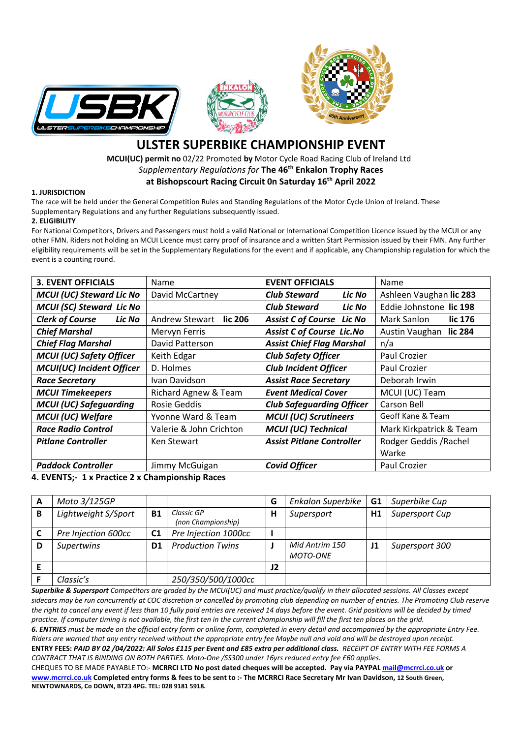# ULSTER SUPERBIKE CHAMPIONSHIP EVENT

**MCUI(UC) permit no** 02/22 Promoted **by** Motor Cycle Road Racing Club of Ireland Ltd
*Supplementary Regulations for* **The 46th Enkalon Trophy Races**
**at Bishopscourt Racing Circuit 0n Saturday 16th April 2022**

**1. JURISDICTION**
The race will be held under the General Competition Rules and Standing Regulations of the Motor Cycle Union of Ireland. These Supplementary Regulations and any further Regulations subsequently issued.

**2. ELIGIBILITY**
For National Competitors, Drivers and Passengers must hold a valid National or International Competition Licence issued by the MCUI or any other FMN. Riders not holding an MCUI Licence must carry proof of insurance and a written Start Permission issued by their FMN. Any further eligibility requirements will be set in the Supplementary Regulations for the event and if applicable, any Championship regulation for which the event is a counting round.

| **3. EVENT OFFICIALS** | Name | **EVENT OFFICIALS** | Name |
|---|---|---|---|
| ***MCUI (UC) Steward Lic No*** | David McCartney | ***Club Steward Lic No*** | Ashleen Vaughan **lic 283** |
| ***MCUI (SC) Steward Lic No*** | | ***Club Steward Lic No*** | Eddie Johnstone **lic 198** |
| ***Clerk of Course Lic No*** | Andrew Stewart **lic 206** | ***Assist C of Course Lic No*** | Mark Sanlon **lic 176** |
| ***Chief Marshal*** | Mervyn Ferris | ***Assist C of Course Lic.No*** | Austin Vaughan **lic 284** |
| ***Chief Flag Marshal*** | David Patterson | ***Assist Chief Flag Marshal*** | n/a |
| ***MCUI (UC) Safety Officer*** | Keith Edgar | ***Club Safety Officer*** | Paul Crozier |
| ***MCUI(UC) Incident Officer*** | D. Holmes | ***Club Incident Officer*** | Paul Crozier |
| ***Race Secretary*** | Ivan Davidson | ***Assist Race Secretary*** | Deborah Irwin |
| ***MCUI Timekeepers*** | Richard Agnew & Team | ***Event Medical Cover*** | MCUI (UC) Team |
| ***MCUI (UC) Safeguarding*** | Rosie Geddis | ***Club Safeguarding Officer*** | Carson Bell |
| ***MCUI (UC) Welfare*** | Yvonne Ward & Team | ***MCUI (UC) Scrutineers*** | Geoff Kane & Team |
| ***Race Radio Control*** | Valerie & John Crichton | ***MCUI (UC) Technical*** | Mark Kirkpatrick & Team |
| ***Pitlane Controller*** | Ken Stewart | ***Assist Pitlane Controller*** | Rodger Geddis /Rachel Warke |
| ***Paddock Controller*** | Jimmy McGuigan | ***Covid Officer*** | Paul Crozier |

**4. EVENTS;- 1 x Practice 2 x Championship Races**

| | | | | | | | |
|---|---|---|---|---|---|---|---|
| **A** | *Moto 3/125GP* | | | **G** | *Enkalon Superbike* | **G1** | *Superbike Cup* |
| **B** | *Lightweight S/Sport* | **B1** | *Classic GP (non Championship)* | **H** | *Supersport* | **H1** | *Supersport Cup* |
| **C** | *Pre Injection 600cc* | **C1** | *Pre Injection 1000cc* | **I** | | | |
| **D** | *Supertwins* | **D1** | *Production Twins* | **J** | *Mid Antrim 150 MOTO-ONE* | **J1** | *Supersport 300* |
| **E** | | | | **J2** | | | |
| **F** | *Classic's* | | *250/350/500/1000cc* | | | | |

***Superbike & Supersport*** *Competitors are graded by the MCUI(UC) and must practice/qualify in their allocated sessions. All Classes except sidecars may be run concurrently at COC discretion or cancelled by promoting club depending on number of entries. The Promoting Club reserve the right to cancel any event if less than 10 fully paid entries are received 14 days before the event. Grid positions will be decided by timed practice. If computer timing is not available, the first ten in the current championship will fill the first ten places on the grid.*

***6. ENTRIES*** *must be made on the official entry form or online form, completed in every detail and accompanied by the appropriate Entry Fee. Riders are warned that any entry received without the appropriate entry fee Maybe null and void and will be destroyed upon receipt.*

**ENTRY FEES:** ***PAID BY 02 /04/2022: All Solos £115 per Event and £85 extra per additional class.*** *RECEIPT OF ENTRY WITH FEE FORMS A CONTRACT THAT IS BINDING ON BOTH PARTIES. Moto-One /SS300 under 16yrs reduced entry fee £60 applies.*

CHEQUES TO BE MADE PAYABLE TO:- **MCRRCI LTD No post dated cheques will be accepted. Pay via PAYPAL mail@mcrrci.co.uk or www.mcrrci.co.uk Completed entry forms & fees to be sent to :- The MCRRCI Race Secretary Mr Ivan Davidson, 12 South Green, NEWTOWNARDS, Co DOWN, BT23 4PG. TEL: 028 9181 5918.**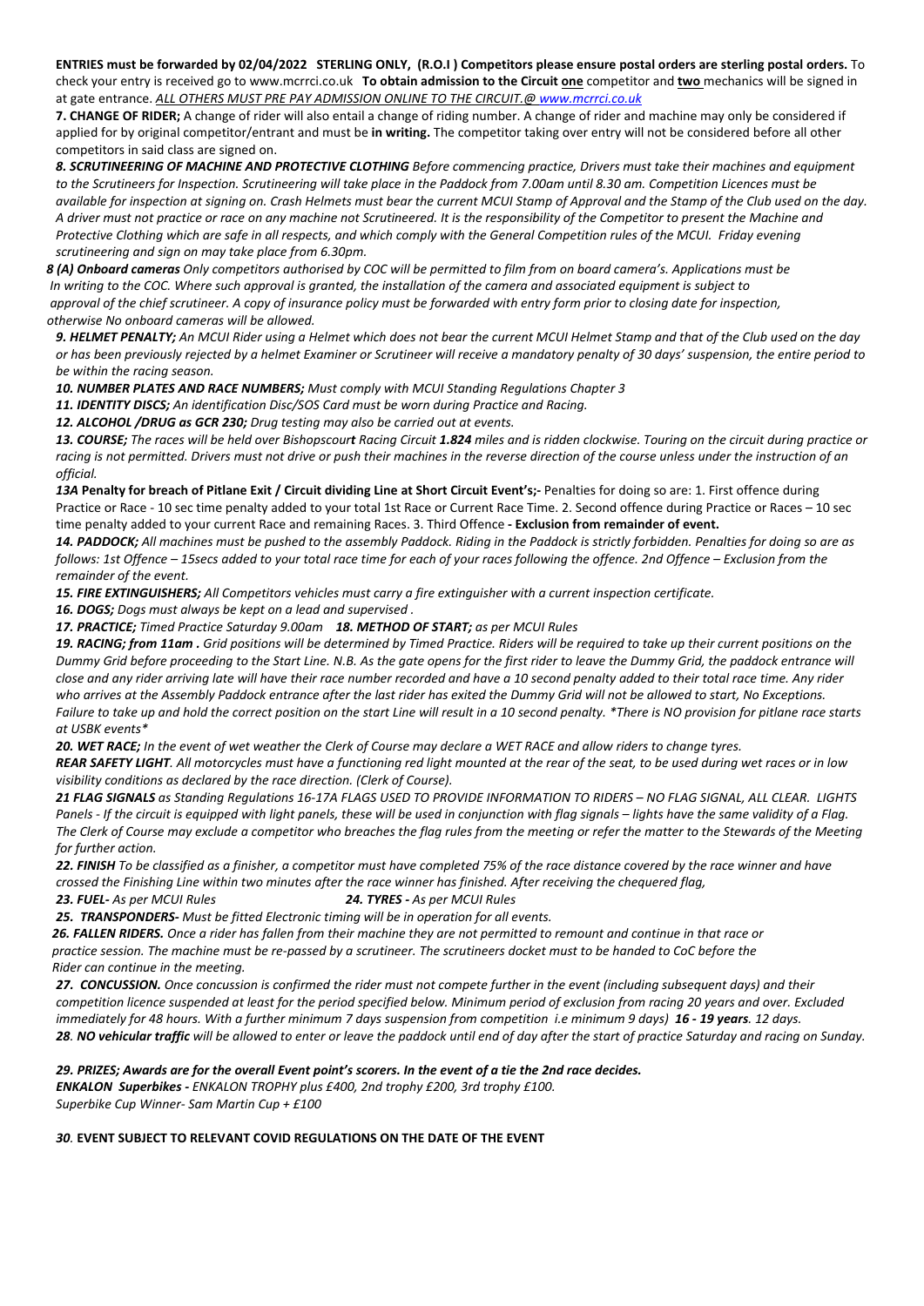**ENTRIES must be forwarded by 02/04/2022 STERLING ONLY, (R.O.I ) Competitors please ensure postal orders are sterling postal orders.** To check your entry is received go to www.mcrrci.co.uk **To obtain admission to the Circuit one** competitor and **two** mechanics will be signed in at gate entrance. *ALL OTHERS MUST PRE PAY ADMISSION ONLINE TO THE CIRCUIT.@ www.mcrrci.co.uk*

**7. CHANGE OF RIDER;** A change of rider will also entail a change of riding number. A change of rider and machine may only be considered if applied for by original competitor/entrant and must be **in writing.** The competitor taking over entry will not be considered before all other competitors in said class are signed on.

***8. SCRUTINEERING OF MACHINE AND PROTECTIVE CLOTHING*** *Before commencing practice, Drivers must take their machines and equipment to the Scrutineers for Inspection. Scrutineering will take place in the Paddock from 7.00am until 8.30 am. Competition Licences must be available for inspection at signing on. Crash Helmets must bear the current MCUI Stamp of Approval and the Stamp of the Club used on the day. A driver must not practice or race on any machine not Scrutineered. It is the responsibility of the Competitor to present the Machine and Protective Clothing which are safe in all respects, and which comply with the General Competition rules of the MCUI. Friday evening scrutineering and sign on may take place from 6.30pm.*

***8 (A) Onboard cameras*** *Only competitors authorised by COC will be permitted to film from on board camera's. Applications must be In writing to the COC. Where such approval is granted, the installation of the camera and associated equipment is subject to approval of the chief scrutineer. A copy of insurance policy must be forwarded with entry form prior to closing date for inspection, otherwise No onboard cameras will be allowed.*

***9. HELMET PENALTY;*** *An MCUI Rider using a Helmet which does not bear the current MCUI Helmet Stamp and that of the Club used on the day or has been previously rejected by a helmet Examiner or Scrutineer will receive a mandatory penalty of 30 days' suspension, the entire period to be within the racing season.*

***10. NUMBER PLATES AND RACE NUMBERS;*** *Must comply with MCUI Standing Regulations Chapter 3*

***11. IDENTITY DISCS;*** *An identification Disc/SOS Card must be worn during Practice and Racing.*

***12. ALCOHOL /DRUG as GCR 230;*** *Drug testing may also be carried out at events.*

***13. COURSE;*** *The races will be held over Bishopscour**t** Racing Circuit **1.824** miles and is ridden clockwise. Touring on the circuit during practice or racing is not permitted. Drivers must not drive or push their machines in the reverse direction of the course unless under the instruction of an official.*

***13A* Penalty for breach of Pitlane Exit / Circuit dividing Line at Short Circuit Event's;-** Penalties for doing so are: 1. First offence during Practice or Race - 10 sec time penalty added to your total 1st Race or Current Race Time. 2. Second offence during Practice or Races – 10 sec time penalty added to your current Race and remaining Races. 3. Third Offence **- Exclusion from remainder of event.**

***14. PADDOCK;*** *All machines must be pushed to the assembly Paddock. Riding in the Paddock is strictly forbidden. Penalties for doing so are as follows: 1st Offence – 15secs added to your total race time for each of your races following the offence. 2nd Offence – Exclusion from the remainder of the event.*

***15. FIRE EXTINGUISHERS;*** *All Competitors vehicles must carry a fire extinguisher with a current inspection certificate.*

***16. DOGS;*** *Dogs must always be kept on a lead and supervised .*

***17. PRACTICE;*** *Timed Practice Saturday 9.00am* ***18. METHOD OF START;*** *as per MCUI Rules*

***19. RACING; from 11am .*** *Grid positions will be determined by Timed Practice. Riders will be required to take up their current positions on the Dummy Grid before proceeding to the Start Line. N.B. As the gate opens for the first rider to leave the Dummy Grid, the paddock entrance will close and any rider arriving late will have their race number recorded and have a 10 second penalty added to their total race time. Any rider who arrives at the Assembly Paddock entrance after the last rider has exited the Dummy Grid will not be allowed to start, No Exceptions. Failure to take up and hold the correct position on the start Line will result in a 10 second penalty. \*There is NO provision for pitlane race starts at USBK events\**

***20. WET RACE;*** *In the event of wet weather the Clerk of Course may declare a WET RACE and allow riders to change tyres.*

***REAR SAFETY LIGHT****. All motorcycles must have a functioning red light mounted at the rear of the seat, to be used during wet races or in low visibility conditions as declared by the race direction. (Clerk of Course).*

***21 FLAG SIGNALS*** *as Standing Regulations 16-17A FLAGS USED TO PROVIDE INFORMATION TO RIDERS – NO FLAG SIGNAL, ALL CLEAR. LIGHTS Panels - If the circuit is equipped with light panels, these will be used in conjunction with flag signals – lights have the same validity of a Flag. The Clerk of Course may exclude a competitor who breaches the flag rules from the meeting or refer the matter to the Stewards of the Meeting for further action.*

***22. FINISH*** *To be classified as a finisher, a competitor must have completed 75% of the race distance covered by the race winner and have crossed the Finishing Line within two minutes after the race winner has finished. After receiving the chequered flag,*

***23. FUEL-*** *As per MCUI Rules* ***24. TYRES -*** *As per MCUI Rules*

***25. TRANSPONDERS-*** *Must be fitted Electronic timing will be in operation for all events.*

***26. FALLEN RIDERS.*** *Once a rider has fallen from their machine they are not permitted to remount and continue in that race or practice session. The machine must be re-passed by a scrutineer. The scrutineers docket must to be handed to CoC before the Rider can continue in the meeting.*

***27. CONCUSSION.*** *Once concussion is confirmed the rider must not compete further in the event (including subsequent days) and their competition licence suspended at least for the period specified below. Minimum period of exclusion from racing 20 years and over. Excluded immediately for 48 hours. With a further minimum 7 days suspension from competition i.e minimum 9 days)* ***16 - 19 years****. 12 days.*

***28. NO vehicular traffic*** *will be allowed to enter or leave the paddock until end of day after the start of practice Saturday and racing on Sunday.*

***29. PRIZES; Awards are for the overall Event point's scorers. In the event of a tie the 2nd race decides.***

***ENKALON Superbikes -*** *ENKALON TROPHY plus £400, 2nd trophy £200, 3rd trophy £100.*

*Superbike Cup Winner- Sam Martin Cup + £100*

***30*. EVENT SUBJECT TO RELEVANT COVID REGULATIONS ON THE DATE OF THE EVENT**